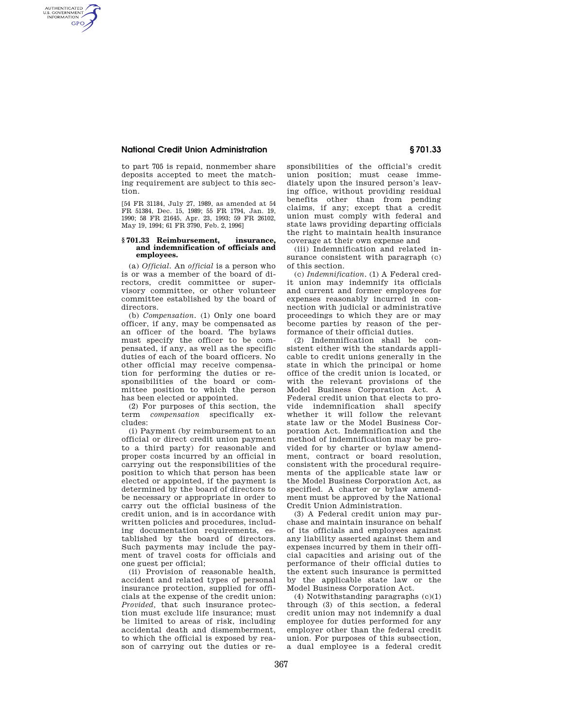to part 705 is repaid, nonmember share deposits accepted to meet the matching requirement are subject to this section.

[54 FR 31184, July 27, 1989, as amended at 54 FR 51384, Dec. 15, 1989; 55 FR 1794, Jan. 19, 1990; 58 FR 21645, Apr. 23, 1993; 59 FR 26102, May 19, 1994; 61 FR 3790, Feb. 2, 1996]

## § 701.33 Reimbursement, insurance, and indemnification of officials and employees.

(a) *Official*. An *official* is a person who is or was a member of the board of directors, credit committee or supervisory committee, or other volunteer committee established by the board of directors.

(b) *Compensation*. (1) Only one board officer, if any, may be compensated as an officer of the board. The bylaws must specify the officer to be compensated, if any, as well as the specific duties of each of the board officers. No other official may receive compensation for performing the duties or responsibilities of the board or committee position to which the person has been elected or appointed.

(2) For purposes of this section, the term *compensation* specifically excludes:

(i) Payment (by reimbursement to an official or direct credit union payment to a third party) for reasonable and proper costs incurred by an official in carrying out the responsibilities of the position to which that person has been elected or appointed, if the payment is determined by the board of directors to be necessary or appropriate in order to carry out the official business of the credit union, and is in accordance with written policies and procedures, including documentation requirements, established by the board of directors. Such payments may include the payment of travel costs for officials and one guest per official;

(ii) Provision of reasonable health, accident and related types of personal insurance protection, supplied for officials at the expense of the credit union: *Provided*, that such insurance protection must exclude life insurance; must be limited to areas of risk, including accidental death and dismemberment, to which the official is exposed by reason of carrying out the duties or responsibilities of the official's credit union position; must cease immediately upon the insured person's leaving office, without providing residual benefits other than from pending claims, if any; except that a credit union must comply with federal and state laws providing departing officials the right to maintain health insurance coverage at their own expense and

(iii) Indemnification and related insurance consistent with paragraph (c) of this section.

(c) *Indemnification*. (1) A Federal credit union may indemnify its officials and current and former employees for expenses reasonably incurred in connection with judicial or administrative proceedings to which they are or may become parties by reason of the performance of their official duties.

(2) Indemnification shall be consistent either with the standards applicable to credit unions generally in the state in which the principal or home office of the credit union is located, or with the relevant provisions of the Model Business Corporation Act. A Federal credit union that elects to provide indemnification shall specify whether it will follow the relevant state law or the Model Business Corporation Act. Indemnification and the method of indemnification may be provided for by charter or bylaw amendment, contract or board resolution, consistent with the procedural requirements of the applicable state law or the Model Business Corporation Act, as specified. A charter or bylaw amendment must be approved by the National Credit Union Administration.

(3) A Federal credit union may purchase and maintain insurance on behalf of its officials and employees against any liability asserted against them and expenses incurred by them in their official capacities and arising out of the performance of their official duties to the extent such insurance is permitted by the applicable state law or the Model Business Corporation Act.

(4) Notwithstanding paragraphs (c)(1) through (3) of this section, a federal credit union may not indemnify a dual employee for duties performed for any employer other than the federal credit union. For purposes of this subsection, a dual employee is a federal credit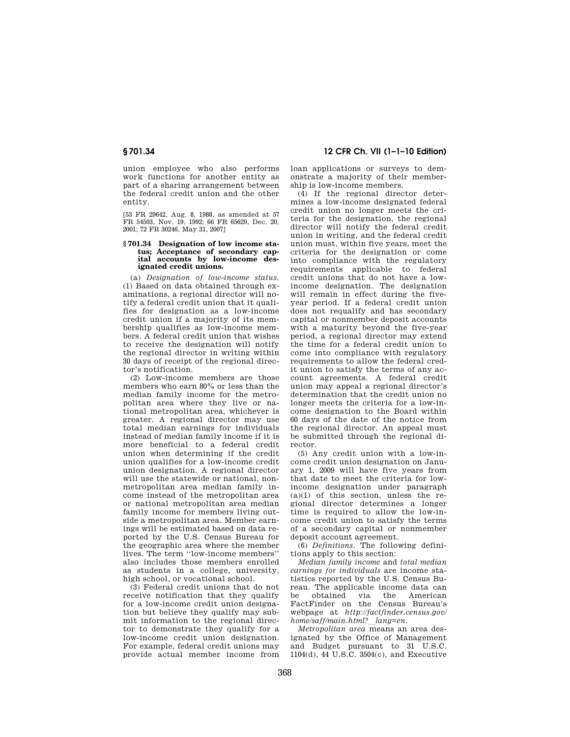union employee who also performs work functions for another entity as part of a sharing arrangement between the federal credit union and the other entity.

[53 FR 29642, Aug. 8, 1988, as amended at 57 FR 54503, Nov. 19, 1992; 66 FR 65629, Dec. 20, 2001; 72 FR 30246, May 31, 2007]

### § 701.34 Designation of low income status; Acceptance of secondary capital accounts by low-income designated credit unions.

(a) *Designation of low-income status.* (1) Based on data obtained through examinations, a regional director will notify a federal credit union that it qualifies for designation as a low-income credit union if a majority of its membership qualifies as low-income members. A federal credit union that wishes to receive the designation will notify the regional director in writing within 30 days of receipt of the regional director's notification.

(2) Low-income members are those members who earn 80% or less than the median family income for the metropolitan area where they live or national metropolitan area, whichever is greater. A regional director may use total median earnings for individuals instead of median family income if it is more beneficial to a federal credit union when determining if the credit union qualifies for a low-income credit union designation. A regional director will use the statewide or national, nonmetropolitan area median family income instead of the metropolitan area or national metropolitan area median family income for members living outside a metropolitan area. Member earnings will be estimated based on data reported by the U.S. Census Bureau for the geographic area where the member lives. The term ''low-income members'' also includes those members enrolled as students in a college, university, high school, or vocational school.

(3) Federal credit unions that do not receive notification that they qualify for a low-income credit union designation but believe they qualify may submit information to the regional director to demonstrate they qualify for a low-income credit union designation. For example, federal credit unions may provide actual member income from loan applications or surveys to demonstrate a majority of their membership is low-income members.

(4) If the regional director determines a low-income designated federal credit union no longer meets the criteria for the designation, the regional director will notify the federal credit union in writing, and the federal credit union must, within five years, meet the criteria for the designation or come into compliance with the regulatory requirements applicable to federal credit unions that do not have a low-income designation. The designation will remain in effect during the five-year period. If a federal credit union does not requalify and has secondary capital or nonmember deposit accounts with a maturity beyond the five-year period, a regional director may extend the time for a federal credit union to come into compliance with regulatory requirements to allow the federal credit union to satisfy the terms of any account agreements. A federal credit union may appeal a regional director's determination that the credit union no longer meets the criteria for a low-income designation to the Board within 60 days of the date of the notice from the regional director. An appeal must be submitted through the regional director.

(5) Any credit union with a low-income credit union designation on January 1, 2009 will have five years from that date to meet the criteria for low-income designation under paragraph (a)(1) of this section, unless the regional director determines a longer time is required to allow the low-income credit union to satisfy the terms of a secondary capital or nonmember deposit account agreement.

(6) *Definitions.* The following definitions apply to this section:

*Median family income* and *total median earnings for individuals* are income statistics reported by the U.S. Census Bureau. The applicable income data can be obtained via the American FactFinder on the Census Bureau's webpage at *http://factfinder.census.gov/home/saff/main.html?_lang=en.*

*Metropolitan area* means an area designated by the Office of Management and Budget pursuant to 31 U.S.C. 1104(d), 44 U.S.C. 3504(c), and Executive